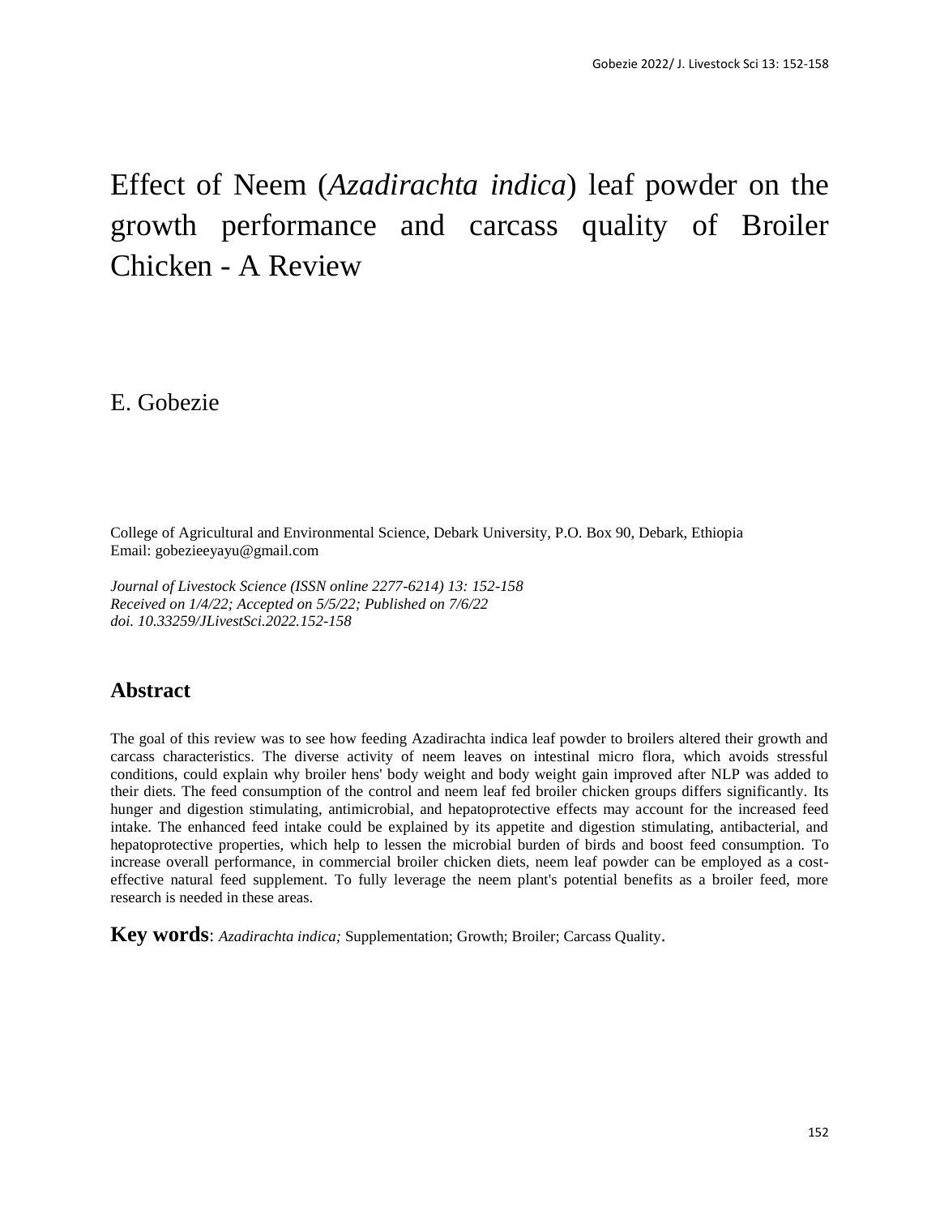# Effect of Neem (*Azadirachta indica*) leaf powder on the growth performance and carcass quality of Broiler Chicken - A Review

E. Gobezie

College of Agricultural and Environmental Science, Debark University, P.O. Box 90, Debark, Ethiopia
Email: gobezieeyayu@gmail.com

*Journal of Livestock Science (ISSN online 2277-6214) 13: 152-158*
*Received on 1/4/22; Accepted on 5/5/22; Published on 7/6/22*
*doi. 10.33259/JLivestSci.2022.152-158*

## Abstract

The goal of this review was to see how feeding Azadirachta indica leaf powder to broilers altered their growth and carcass characteristics. The diverse activity of neem leaves on intestinal micro flora, which avoids stressful conditions, could explain why broiler hens' body weight and body weight gain improved after NLP was added to their diets. The feed consumption of the control and neem leaf fed broiler chicken groups differs significantly. Its hunger and digestion stimulating, antimicrobial, and hepatoprotective effects may account for the increased feed intake. The enhanced feed intake could be explained by its appetite and digestion stimulating, antibacterial, and hepatoprotective properties, which help to lessen the microbial burden of birds and boost feed consumption. To increase overall performance, in commercial broiler chicken diets, neem leaf powder can be employed as a cost-effective natural feed supplement. To fully leverage the neem plant's potential benefits as a broiler feed, more research is needed in these areas.

**Key words**: *Azadirachta indica;* Supplementation; Growth; Broiler; Carcass Quality.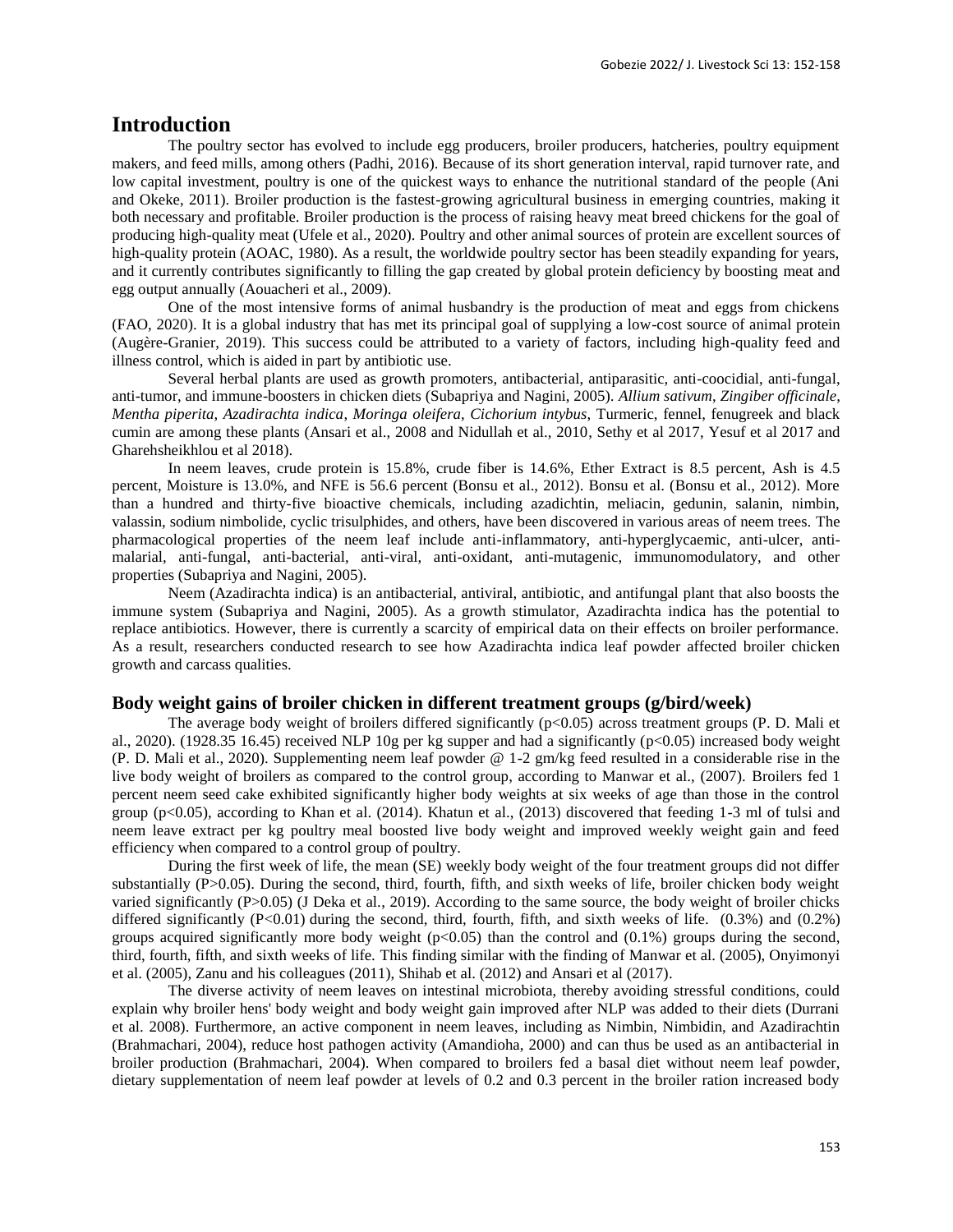# Introduction

The poultry sector has evolved to include egg producers, broiler producers, hatcheries, poultry equipment makers, and feed mills, among others (Padhi, 2016). Because of its short generation interval, rapid turnover rate, and low capital investment, poultry is one of the quickest ways to enhance the nutritional standard of the people (Ani and Okeke, 2011). Broiler production is the fastest-growing agricultural business in emerging countries, making it both necessary and profitable. Broiler production is the process of raising heavy meat breed chickens for the goal of producing high-quality meat (Ufele et al., 2020). Poultry and other animal sources of protein are excellent sources of high-quality protein (AOAC, 1980). As a result, the worldwide poultry sector has been steadily expanding for years, and it currently contributes significantly to filling the gap created by global protein deficiency by boosting meat and egg output annually (Aouacheri et al., 2009).

One of the most intensive forms of animal husbandry is the production of meat and eggs from chickens (FAO, 2020). It is a global industry that has met its principal goal of supplying a low-cost source of animal protein (Augère-Granier, 2019). This success could be attributed to a variety of factors, including high-quality feed and illness control, which is aided in part by antibiotic use.

Several herbal plants are used as growth promoters, antibacterial, antiparasitic, anti-coocidial, anti-fungal, anti-tumor, and immune-boosters in chicken diets (Subapriya and Nagini, 2005). *Allium sativum*, *Zingiber officinale*, *Mentha piperita*, *Azadirachta indica*, *Moringa oleifera*, *Cichorium intybus*, Turmeric, fennel, fenugreek and black cumin are among these plants (Ansari et al., 2008 and Nidullah et al., 2010, Sethy et al 2017, Yesuf et al 2017 and Gharehsheikhlou et al 2018).

In neem leaves, crude protein is 15.8%, crude fiber is 14.6%, Ether Extract is 8.5 percent, Ash is 4.5 percent, Moisture is 13.0%, and NFE is 56.6 percent (Bonsu et al., 2012). Bonsu et al. (Bonsu et al., 2012). More than a hundred and thirty-five bioactive chemicals, including azadichtin, meliacin, gedunin, salanin, nimbin, valassin, sodium nimbolide, cyclic trisulphides, and others, have been discovered in various areas of neem trees. The pharmacological properties of the neem leaf include anti-inflammatory, anti-hyperglycaemic, anti-ulcer, anti-malarial, anti-fungal, anti-bacterial, anti-viral, anti-oxidant, anti-mutagenic, immunomodulatory, and other properties (Subapriya and Nagini, 2005).

Neem (Azadirachta indica) is an antibacterial, antiviral, antibiotic, and antifungal plant that also boosts the immune system (Subapriya and Nagini, 2005). As a growth stimulator, Azadirachta indica has the potential to replace antibiotics. However, there is currently a scarcity of empirical data on their effects on broiler performance. As a result, researchers conducted research to see how Azadirachta indica leaf powder affected broiler chicken growth and carcass qualities.

## Body weight gains of broiler chicken in different treatment groups (g/bird/week)

The average body weight of broilers differed significantly ($p<0.05$) across treatment groups (P. D. Mali et al., 2020). (1928.35 16.45) received NLP 10g per kg supper and had a significantly ($p<0.05$) increased body weight (P. D. Mali et al., 2020). Supplementing neem leaf powder @ 1-2 gm/kg feed resulted in a considerable rise in the live body weight of broilers as compared to the control group, according to Manwar et al., (2007). Broilers fed 1 percent neem seed cake exhibited significantly higher body weights at six weeks of age than those in the control group ($p<0.05$), according to Khan et al. (2014). Khatun et al., (2013) discovered that feeding 1-3 ml of tulsi and neem leave extract per kg poultry meal boosted live body weight and improved weekly weight gain and feed efficiency when compared to a control group of poultry.

During the first week of life, the mean (SE) weekly body weight of the four treatment groups did not differ substantially ($P>0.05$). During the second, third, fourth, fifth, and sixth weeks of life, broiler chicken body weight varied significantly ($P>0.05$) (J Deka et al., 2019). According to the same source, the body weight of broiler chicks differed significantly ($P<0.01$) during the second, third, fourth, fifth, and sixth weeks of life. (0.3%) and (0.2%) groups acquired significantly more body weight ($p<0.05$) than the control and (0.1%) groups during the second, third, fourth, fifth, and sixth weeks of life. This finding similar with the finding of Manwar et al. (2005), Onyimonyi et al. (2005), Zanu and his colleagues (2011), Shihab et al. (2012) and Ansari et al (2017).

The diverse activity of neem leaves on intestinal microbiota, thereby avoiding stressful conditions, could explain why broiler hens' body weight and body weight gain improved after NLP was added to their diets (Durrani et al. 2008). Furthermore, an active component in neem leaves, including as Nimbin, Nimbidin, and Azadirachtin (Brahmachari, 2004), reduce host pathogen activity (Amandioha, 2000) and can thus be used as an antibacterial in broiler production (Brahmachari, 2004). When compared to broilers fed a basal diet without neem leaf powder, dietary supplementation of neem leaf powder at levels of 0.2 and 0.3 percent in the broiler ration increased body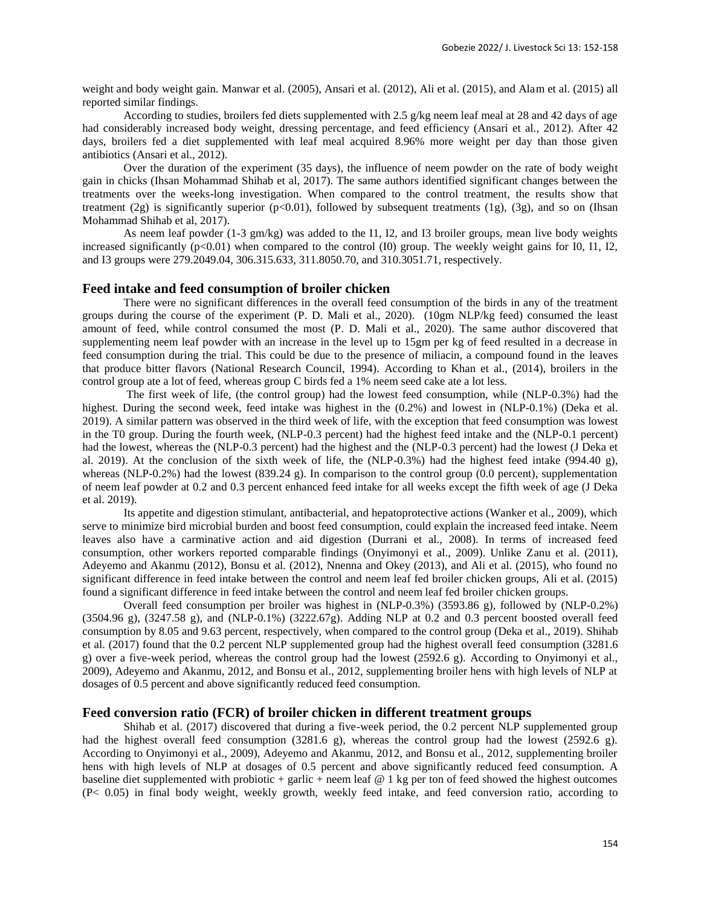weight and body weight gain. Manwar et al. (2005), Ansari et al. (2012), Ali et al. (2015), and Alam et al. (2015) all reported similar findings.

According to studies, broilers fed diets supplemented with 2.5 g/kg neem leaf meal at 28 and 42 days of age had considerably increased body weight, dressing percentage, and feed efficiency (Ansari et al., 2012). After 42 days, broilers fed a diet supplemented with leaf meal acquired 8.96% more weight per day than those given antibiotics (Ansari et al., 2012).

Over the duration of the experiment (35 days), the influence of neem powder on the rate of body weight gain in chicks (Ihsan Mohammad Shihab et al, 2017). The same authors identified significant changes between the treatments over the weeks-long investigation. When compared to the control treatment, the results show that treatment (2g) is significantly superior ($p<0.01$), followed by subsequent treatments (1g), (3g), and so on (Ihsan Mohammad Shihab et al, 2017).

As neem leaf powder (1-3 gm/kg) was added to the I1, I2, and I3 broiler groups, mean live body weights increased significantly ($p<0.01$) when compared to the control (I0) group. The weekly weight gains for I0, I1, I2, and I3 groups were 279.2049.04, 306.315.633, 311.8050.70, and 310.3051.71, respectively.

## Feed intake and feed consumption of broiler chicken

There were no significant differences in the overall feed consumption of the birds in any of the treatment groups during the course of the experiment (P. D. Mali et al., 2020). (10gm NLP/kg feed) consumed the least amount of feed, while control consumed the most (P. D. Mali et al., 2020). The same author discovered that supplementing neem leaf powder with an increase in the level up to 15gm per kg of feed resulted in a decrease in feed consumption during the trial. This could be due to the presence of miliacin, a compound found in the leaves that produce bitter flavors (National Research Council, 1994). According to Khan et al., (2014), broilers in the control group ate a lot of feed, whereas group C birds fed a 1% neem seed cake ate a lot less.

The first week of life, (the control group) had the lowest feed consumption, while (NLP-0.3%) had the highest. During the second week, feed intake was highest in the (0.2%) and lowest in (NLP-0.1%) (Deka et al. 2019). A similar pattern was observed in the third week of life, with the exception that feed consumption was lowest in the T0 group. During the fourth week, (NLP-0.3 percent) had the highest feed intake and the (NLP-0.1 percent) had the lowest, whereas the (NLP-0.3 percent) had the highest and the (NLP-0.3 percent) had the lowest (J Deka et al. 2019). At the conclusion of the sixth week of life, the (NLP-0.3%) had the highest feed intake (994.40 g), whereas (NLP-0.2%) had the lowest (839.24 g). In comparison to the control group (0.0 percent), supplementation of neem leaf powder at 0.2 and 0.3 percent enhanced feed intake for all weeks except the fifth week of age (J Deka et al. 2019).

Its appetite and digestion stimulant, antibacterial, and hepatoprotective actions (Wanker et al., 2009), which serve to minimize bird microbial burden and boost feed consumption, could explain the increased feed intake. Neem leaves also have a carminative action and aid digestion (Durrani et al., 2008). In terms of increased feed consumption, other workers reported comparable findings (Onyimonyi et al., 2009). Unlike Zanu et al. (2011), Adeyemo and Akanmu (2012), Bonsu et al. (2012), Nnenna and Okey (2013), and Ali et al. (2015), who found no significant difference in feed intake between the control and neem leaf fed broiler chicken groups, Ali et al. (2015) found a significant difference in feed intake between the control and neem leaf fed broiler chicken groups.

Overall feed consumption per broiler was highest in (NLP-0.3%) (3593.86 g), followed by (NLP-0.2%) (3504.96 g), (3247.58 g), and (NLP-0.1%) (3222.67g). Adding NLP at 0.2 and 0.3 percent boosted overall feed consumption by 8.05 and 9.63 percent, respectively, when compared to the control group (Deka et al., 2019). Shihab et al. (2017) found that the 0.2 percent NLP supplemented group had the highest overall feed consumption (3281.6 g) over a five-week period, whereas the control group had the lowest (2592.6 g). According to Onyimonyi et al., 2009), Adeyemo and Akanmu, 2012, and Bonsu et al., 2012, supplementing broiler hens with high levels of NLP at dosages of 0.5 percent and above significantly reduced feed consumption.

## Feed conversion ratio (FCR) of broiler chicken in different treatment groups

Shihab et al. (2017) discovered that during a five-week period, the 0.2 percent NLP supplemented group had the highest overall feed consumption (3281.6 g), whereas the control group had the lowest (2592.6 g). According to Onyimonyi et al., 2009), Adeyemo and Akanmu, 2012, and Bonsu et al., 2012, supplementing broiler hens with high levels of NLP at dosages of 0.5 percent and above significantly reduced feed consumption. A baseline diet supplemented with probiotic + garlic + neem leaf @ 1 kg per ton of feed showed the highest outcomes ($P< 0.05$) in final body weight, weekly growth, weekly feed intake, and feed conversion ratio, according to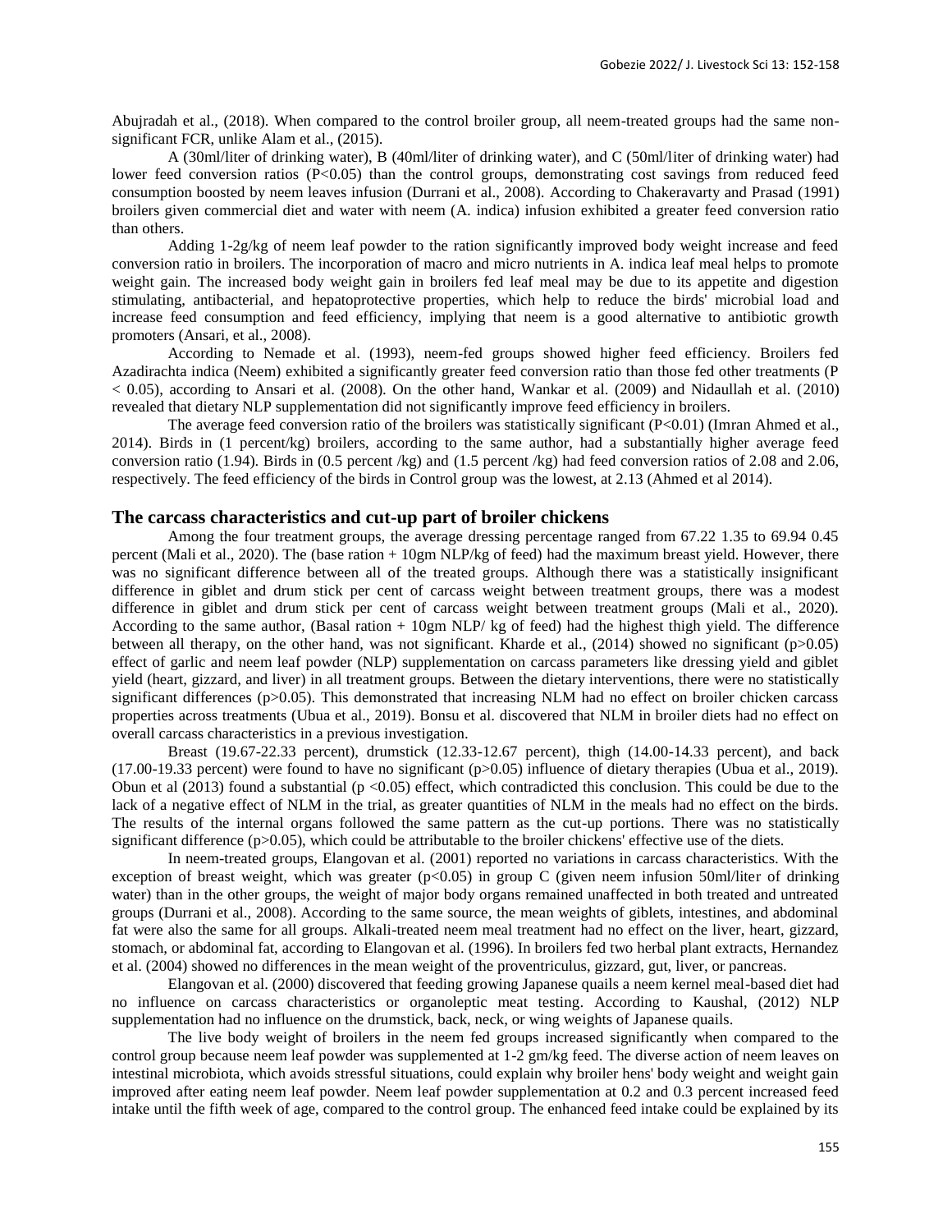Abujradah et al., (2018). When compared to the control broiler group, all neem-treated groups had the same non-significant FCR, unlike Alam et al., (2015).

A (30ml/liter of drinking water), B (40ml/liter of drinking water), and C (50ml/liter of drinking water) had lower feed conversion ratios ($P<0.05$) than the control groups, demonstrating cost savings from reduced feed consumption boosted by neem leaves infusion (Durrani et al., 2008). According to Chakeravarty and Prasad (1991) broilers given commercial diet and water with neem (A. indica) infusion exhibited a greater feed conversion ratio than others.

Adding 1-2g/kg of neem leaf powder to the ration significantly improved body weight increase and feed conversion ratio in broilers. The incorporation of macro and micro nutrients in A. indica leaf meal helps to promote weight gain. The increased body weight gain in broilers fed leaf meal may be due to its appetite and digestion stimulating, antibacterial, and hepatoprotective properties, which help to reduce the birds' microbial load and increase feed consumption and feed efficiency, implying that neem is a good alternative to antibiotic growth promoters (Ansari, et al., 2008).

According to Nemade et al. (1993), neem-fed groups showed higher feed efficiency. Broilers fed Azadirachta indica (Neem) exhibited a significantly greater feed conversion ratio than those fed other treatments ($P < 0.05$), according to Ansari et al. (2008). On the other hand, Wankar et al. (2009) and Nidaullah et al. (2010) revealed that dietary NLP supplementation did not significantly improve feed efficiency in broilers.

The average feed conversion ratio of the broilers was statistically significant ($P<0.01$) (Imran Ahmed et al., 2014). Birds in (1 percent/kg) broilers, according to the same author, had a substantially higher average feed conversion ratio (1.94). Birds in (0.5 percent /kg) and (1.5 percent /kg) had feed conversion ratios of 2.08 and 2.06, respectively. The feed efficiency of the birds in Control group was the lowest, at 2.13 (Ahmed et al 2014).

## The carcass characteristics and cut-up part of broiler chickens

Among the four treatment groups, the average dressing percentage ranged from 67.22 1.35 to 69.94 0.45 percent (Mali et al., 2020). The (base ration + 10gm NLP/kg of feed) had the maximum breast yield. However, there was no significant difference between all of the treated groups. Although there was a statistically insignificant difference in giblet and drum stick per cent of carcass weight between treatment groups, there was a modest difference in giblet and drum stick per cent of carcass weight between treatment groups (Mali et al., 2020). According to the same author, (Basal ration + 10gm NLP/ kg of feed) had the highest thigh yield. The difference between all therapy, on the other hand, was not significant. Kharde et al., (2014) showed no significant ($p>0.05$) effect of garlic and neem leaf powder (NLP) supplementation on carcass parameters like dressing yield and giblet yield (heart, gizzard, and liver) in all treatment groups. Between the dietary interventions, there were no statistically significant differences ($p>0.05$). This demonstrated that increasing NLM had no effect on broiler chicken carcass properties across treatments (Ubua et al., 2019). Bonsu et al. discovered that NLM in broiler diets had no effect on overall carcass characteristics in a previous investigation.

Breast (19.67-22.33 percent), drumstick (12.33-12.67 percent), thigh (14.00-14.33 percent), and back (17.00-19.33 percent) were found to have no significant ($p>0.05$) influence of dietary therapies (Ubua et al., 2019). Obun et al (2013) found a substantial ($p <0.05$) effect, which contradicted this conclusion. This could be due to the lack of a negative effect of NLM in the trial, as greater quantities of NLM in the meals had no effect on the birds. The results of the internal organs followed the same pattern as the cut-up portions. There was no statistically significant difference ($p>0.05$), which could be attributable to the broiler chickens' effective use of the diets.

In neem-treated groups, Elangovan et al. (2001) reported no variations in carcass characteristics. With the exception of breast weight, which was greater ($p<0.05$) in group C (given neem infusion 50ml/liter of drinking water) than in the other groups, the weight of major body organs remained unaffected in both treated and untreated groups (Durrani et al., 2008). According to the same source, the mean weights of giblets, intestines, and abdominal fat were also the same for all groups. Alkali-treated neem meal treatment had no effect on the liver, heart, gizzard, stomach, or abdominal fat, according to Elangovan et al. (1996). In broilers fed two herbal plant extracts, Hernandez et al. (2004) showed no differences in the mean weight of the proventriculus, gizzard, gut, liver, or pancreas.

Elangovan et al. (2000) discovered that feeding growing Japanese quails a neem kernel meal-based diet had no influence on carcass characteristics or organoleptic meat testing. According to Kaushal, (2012) NLP supplementation had no influence on the drumstick, back, neck, or wing weights of Japanese quails.

The live body weight of broilers in the neem fed groups increased significantly when compared to the control group because neem leaf powder was supplemented at 1-2 gm/kg feed. The diverse action of neem leaves on intestinal microbiota, which avoids stressful situations, could explain why broiler hens' body weight and weight gain improved after eating neem leaf powder. Neem leaf powder supplementation at 0.2 and 0.3 percent increased feed intake until the fifth week of age, compared to the control group. The enhanced feed intake could be explained by its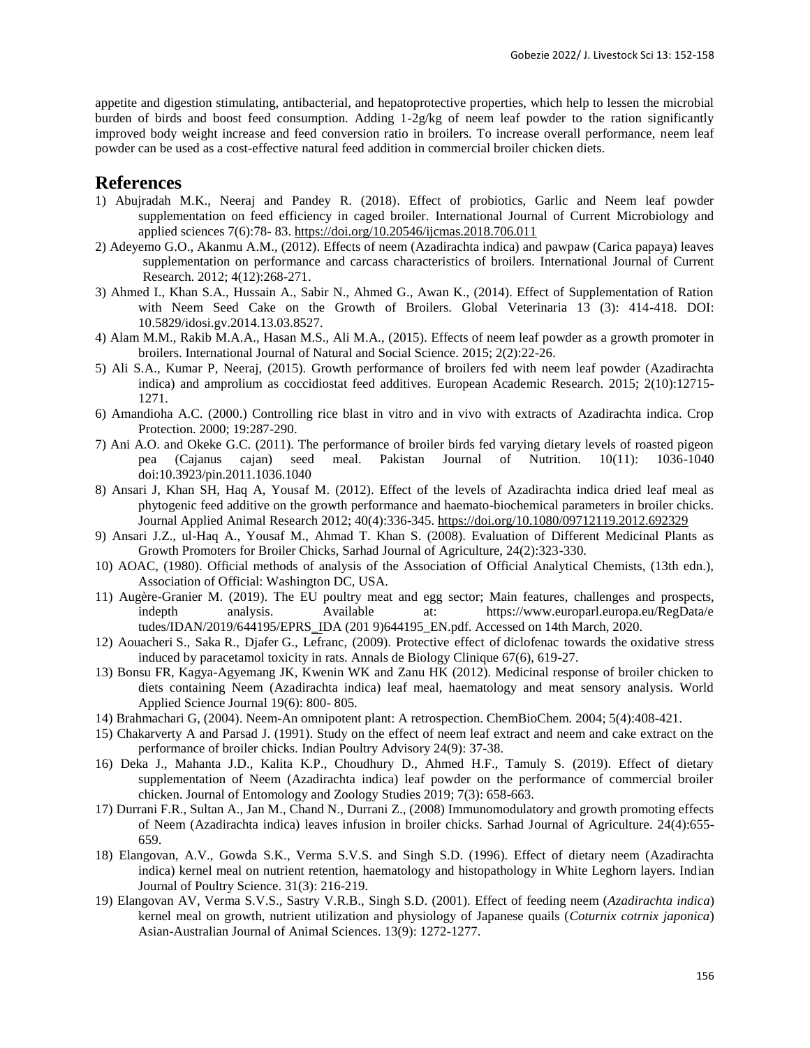appetite and digestion stimulating, antibacterial, and hepatoprotective properties, which help to lessen the microbial burden of birds and boost feed consumption. Adding 1-2g/kg of neem leaf powder to the ration significantly improved body weight increase and feed conversion ratio in broilers. To increase overall performance, neem leaf powder can be used as a cost-effective natural feed addition in commercial broiler chicken diets.

## References

1) Abujradah M.K., Neeraj and Pandey R. (2018). Effect of probiotics, Garlic and Neem leaf powder supplementation on feed efficiency in caged broiler. International Journal of Current Microbiology and applied sciences 7(6):78- 83. https://doi.org/10.20546/ijcmas.2018.706.011
2) Adeyemo G.O., Akanmu A.M., (2012). Effects of neem (Azadirachta indica) and pawpaw (Carica papaya) leaves supplementation on performance and carcass characteristics of broilers. International Journal of Current Research. 2012; 4(12):268-271.
3) Ahmed I., Khan S.A., Hussain A., Sabir N., Ahmed G., Awan K., (2014). Effect of Supplementation of Ration with Neem Seed Cake on the Growth of Broilers. Global Veterinaria 13 (3): 414-418. DOI: 10.5829/idosi.gv.2014.13.03.8527.
4) Alam M.M., Rakib M.A.A., Hasan M.S., Ali M.A., (2015). Effects of neem leaf powder as a growth promoter in broilers. International Journal of Natural and Social Science. 2015; 2(2):22-26.
5) Ali S.A., Kumar P, Neeraj, (2015). Growth performance of broilers fed with neem leaf powder (Azadirachta indica) and amprolium as coccidiostat feed additives. European Academic Research. 2015; 2(10):12715-1271.
6) Amandioha A.C. (2000.) Controlling rice blast in vitro and in vivo with extracts of Azadirachta indica. Crop Protection. 2000; 19:287-290.
7) Ani A.O. and Okeke G.C. (2011). The performance of broiler birds fed varying dietary levels of roasted pigeon pea (Cajanus cajan) seed meal. Pakistan Journal of Nutrition. 10(11): 1036-1040 doi:10.3923/pin.2011.1036.1040
8) Ansari J, Khan SH, Haq A, Yousaf M. (2012). Effect of the levels of Azadirachta indica dried leaf meal as phytogenic feed additive on the growth performance and haemato-biochemical parameters in broiler chicks. Journal Applied Animal Research 2012; 40(4):336-345. https://doi.org/10.1080/09712119.2012.692329
9) Ansari J.Z., ul-Haq A., Yousaf M., Ahmad T. Khan S. (2008). Evaluation of Different Medicinal Plants as Growth Promoters for Broiler Chicks, Sarhad Journal of Agriculture, 24(2):323-330.
10) AOAC, (1980). Official methods of analysis of the Association of Official Analytical Chemists, (13th edn.), Association of Official: Washington DC, USA.
11) Augère-Granier M. (2019). The EU poultry meat and egg sector; Main features, challenges and prospects, indepth analysis. Available at: https://www.europarl.europa.eu/RegData/etudes/IDAN/2019/644195/EPRS_IDA (201 9)644195_EN.pdf. Accessed on 14th March, 2020.
12) Aouacheri S., Saka R., Djafer G., Lefranc, (2009). Protective effect of diclofenac towards the oxidative stress induced by paracetamol toxicity in rats. Annals de Biology Clinique 67(6), 619-27.
13) Bonsu FR, Kagya-Agyemang JK, Kwenin WK and Zanu HK (2012). Medicinal response of broiler chicken to diets containing Neem (Azadirachta indica) leaf meal, haematology and meat sensory analysis. World Applied Science Journal 19(6): 800- 805.
14) Brahmachari G, (2004). Neem-An omnipotent plant: A retrospection. ChemBioChem. 2004; 5(4):408-421.
15) Chakarverty A and Parsad J. (1991). Study on the effect of neem leaf extract and neem and cake extract on the performance of broiler chicks. Indian Poultry Advisory 24(9): 37-38.
16) Deka J., Mahanta J.D., Kalita K.P., Choudhury D., Ahmed H.F., Tamuly S. (2019). Effect of dietary supplementation of Neem (Azadirachta indica) leaf powder on the performance of commercial broiler chicken. Journal of Entomology and Zoology Studies 2019; 7(3): 658-663.
17) Durrani F.R., Sultan A., Jan M., Chand N., Durrani Z., (2008) Immunomodulatory and growth promoting effects of Neem (Azadirachta indica) leaves infusion in broiler chicks. Sarhad Journal of Agriculture. 24(4):655-659.
18) Elangovan, A.V., Gowda S.K., Verma S.V.S. and Singh S.D. (1996). Effect of dietary neem (Azadirachta indica) kernel meal on nutrient retention, haematology and histopathology in White Leghorn layers. Indian Journal of Poultry Science. 31(3): 216-219.
19) Elangovan AV, Verma S.V.S., Sastry V.R.B., Singh S.D. (2001). Effect of feeding neem (*Azadirachta indica*) kernel meal on growth, nutrient utilization and physiology of Japanese quails (*Coturnix cotrnix japonica*) Asian-Australian Journal of Animal Sciences. 13(9): 1272-1277.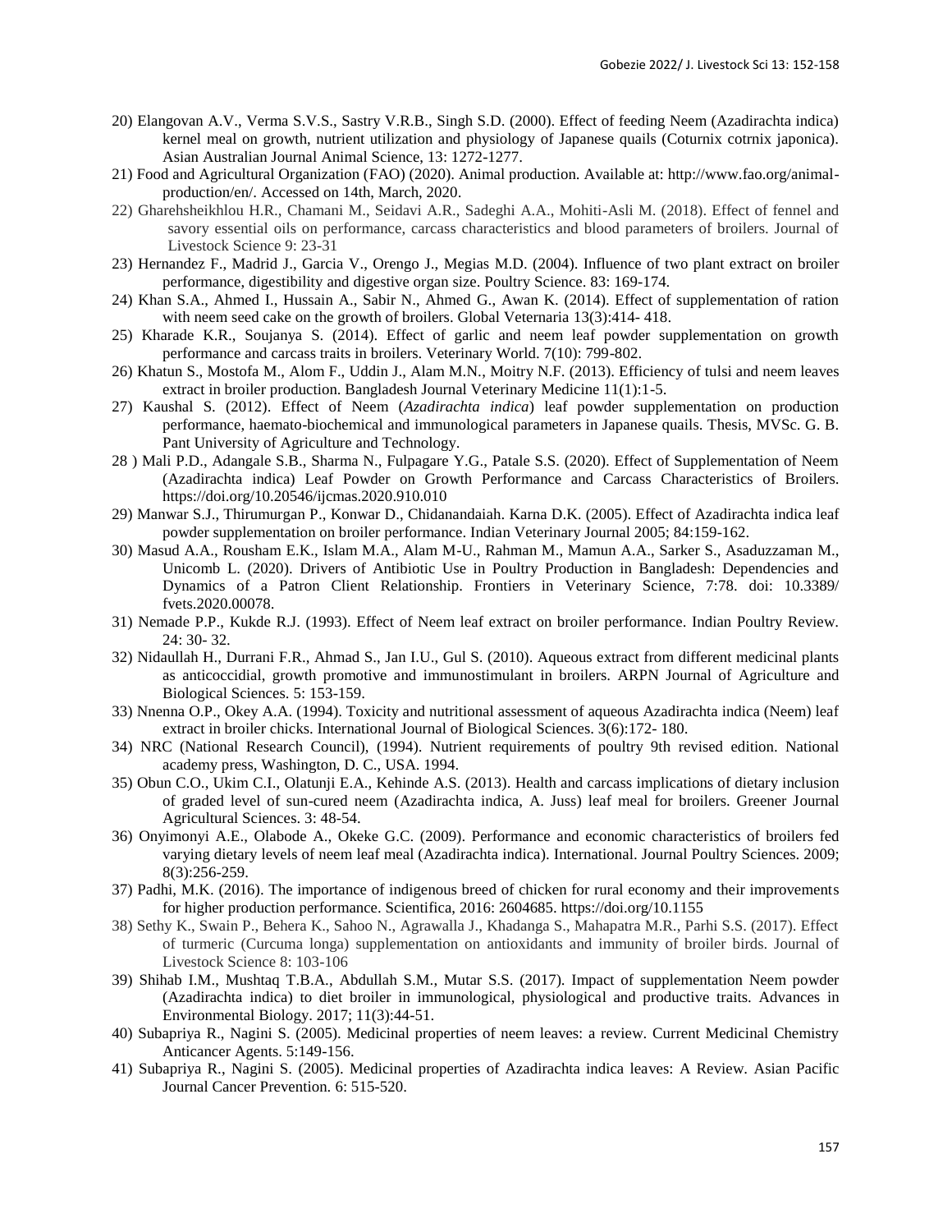20) Elangovan A.V., Verma S.V.S., Sastry V.R.B., Singh S.D. (2000). Effect of feeding Neem (Azadirachta indica) kernel meal on growth, nutrient utilization and physiology of Japanese quails (Coturnix cotrnix japonica). Asian Australian Journal Animal Science, 13: 1272-1277.

21) Food and Agricultural Organization (FAO) (2020). Animal production. Available at: http://www.fao.org/animal-production/en/. Accessed on 14th, March, 2020.

22) Gharehsheikhlou H.R., Chamani M., Seidavi A.R., Sadeghi A.A., Mohiti-Asli M. (2018). Effect of fennel and savory essential oils on performance, carcass characteristics and blood parameters of broilers. Journal of Livestock Science 9: 23-31

23) Hernandez F., Madrid J., Garcia V., Orengo J., Megias M.D. (2004). Influence of two plant extract on broiler performance, digestibility and digestive organ size. Poultry Science. 83: 169-174.

24) Khan S.A., Ahmed I., Hussain A., Sabir N., Ahmed G., Awan K. (2014). Effect of supplementation of ration with neem seed cake on the growth of broilers. Global Veternaria 13(3):414- 418.

25) Kharade K.R., Soujanya S. (2014). Effect of garlic and neem leaf powder supplementation on growth performance and carcass traits in broilers. Veterinary World. 7(10): 799-802.

26) Khatun S., Mostofa M., Alom F., Uddin J., Alam M.N., Moitry N.F. (2013). Efficiency of tulsi and neem leaves extract in broiler production. Bangladesh Journal Veterinary Medicine 11(1):1-5.

27) Kaushal S. (2012). Effect of Neem (*Azadirachta indica*) leaf powder supplementation on production performance, haemato-biochemical and immunological parameters in Japanese quails. Thesis, MVSc. G. B. Pant University of Agriculture and Technology.

28 ) Mali P.D., Adangale S.B., Sharma N., Fulpagare Y.G., Patale S.S. (2020). Effect of Supplementation of Neem (Azadirachta indica) Leaf Powder on Growth Performance and Carcass Characteristics of Broilers. https://doi.org/10.20546/ijcmas.2020.910.010

29) Manwar S.J., Thirumurgan P., Konwar D., Chidanandaiah. Karna D.K. (2005). Effect of Azadirachta indica leaf powder supplementation on broiler performance. Indian Veterinary Journal 2005; 84:159-162.

30) Masud A.A., Rousham E.K., Islam M.A., Alam M-U., Rahman M., Mamun A.A., Sarker S., Asaduzzaman M., Unicomb L. (2020). Drivers of Antibiotic Use in Poultry Production in Bangladesh: Dependencies and Dynamics of a Patron Client Relationship. Frontiers in Veterinary Science, 7:78. doi: 10.3389/ fvets.2020.00078.

31) Nemade P.P., Kukde R.J. (1993). Effect of Neem leaf extract on broiler performance. Indian Poultry Review. 24: 30- 32.

32) Nidaullah H., Durrani F.R., Ahmad S., Jan I.U., Gul S. (2010). Aqueous extract from different medicinal plants as anticoccidial, growth promotive and immunostimulant in broilers. ARPN Journal of Agriculture and Biological Sciences. 5: 153-159.

33) Nnenna O.P., Okey A.A. (1994). Toxicity and nutritional assessment of aqueous Azadirachta indica (Neem) leaf extract in broiler chicks. International Journal of Biological Sciences. 3(6):172- 180.

34) NRC (National Research Council), (1994). Nutrient requirements of poultry 9th revised edition. National academy press, Washington, D. C., USA. 1994.

35) Obun C.O., Ukim C.I., Olatunji E.A., Kehinde A.S. (2013). Health and carcass implications of dietary inclusion of graded level of sun-cured neem (Azadirachta indica, A. Juss) leaf meal for broilers. Greener Journal Agricultural Sciences. 3: 48-54.

36) Onyimonyi A.E., Olabode A., Okeke G.C. (2009). Performance and economic characteristics of broilers fed varying dietary levels of neem leaf meal (Azadirachta indica). International. Journal Poultry Sciences. 2009; 8(3):256-259.

37) Padhi, M.K. (2016). The importance of indigenous breed of chicken for rural economy and their improvements for higher production performance. Scientifica, 2016: 2604685. https://doi.org/10.1155

38) Sethy K., Swain P., Behera K., Sahoo N., Agrawalla J., Khadanga S., Mahapatra M.R., Parhi S.S. (2017). Effect of turmeric (Curcuma longa) supplementation on antioxidants and immunity of broiler birds. Journal of Livestock Science 8: 103-106

39) Shihab I.M., Mushtaq T.B.A., Abdullah S.M., Mutar S.S. (2017). Impact of supplementation Neem powder (Azadirachta indica) to diet broiler in immunological, physiological and productive traits. Advances in Environmental Biology. 2017; 11(3):44-51.

40) Subapriya R., Nagini S. (2005). Medicinal properties of neem leaves: a review. Current Medicinal Chemistry Anticancer Agents. 5:149-156.

41) Subapriya R., Nagini S. (2005). Medicinal properties of Azadirachta indica leaves: A Review. Asian Pacific Journal Cancer Prevention. 6: 515-520.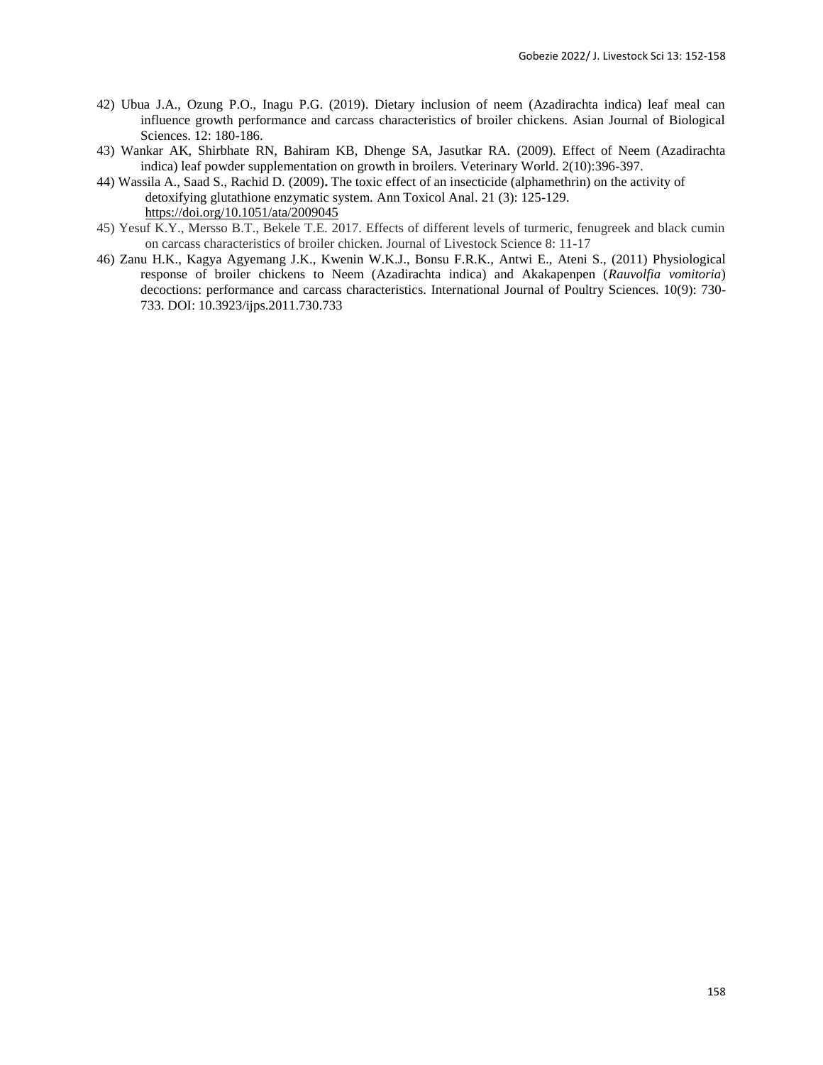42) Ubua J.A., Ozung P.O., Inagu P.G. (2019). Dietary inclusion of neem (Azadirachta indica) leaf meal can influence growth performance and carcass characteristics of broiler chickens. Asian Journal of Biological Sciences. 12: 180-186.

43) Wankar AK, Shirbhate RN, Bahiram KB, Dhenge SA, Jasutkar RA. (2009). Effect of Neem (Azadirachta indica) leaf powder supplementation on growth in broilers. Veterinary World. 2(10):396-397.

44) Wassila A., Saad S., Rachid D. (2009)**.** The toxic effect of an insecticide (alphamethrin) on the activity of detoxifying glutathione enzymatic system. Ann Toxicol Anal. 21 (3): 125-129. https://doi.org/10.1051/ata/2009045

45) Yesuf K.Y., Mersso B.T., Bekele T.E. 2017. Effects of different levels of turmeric, fenugreek and black cumin on carcass characteristics of broiler chicken. Journal of Livestock Science 8: 11-17

46) Zanu H.K., Kagya Agyemang J.K., Kwenin W.K.J., Bonsu F.R.K., Antwi E., Ateni S., (2011) Physiological response of broiler chickens to Neem (Azadirachta indica) and Akakapenpen (*Rauvolfia vomitoria*) decoctions: performance and carcass characteristics. International Journal of Poultry Sciences. 10(9): 730-733. DOI: 10.3923/ijps.2011.730.733